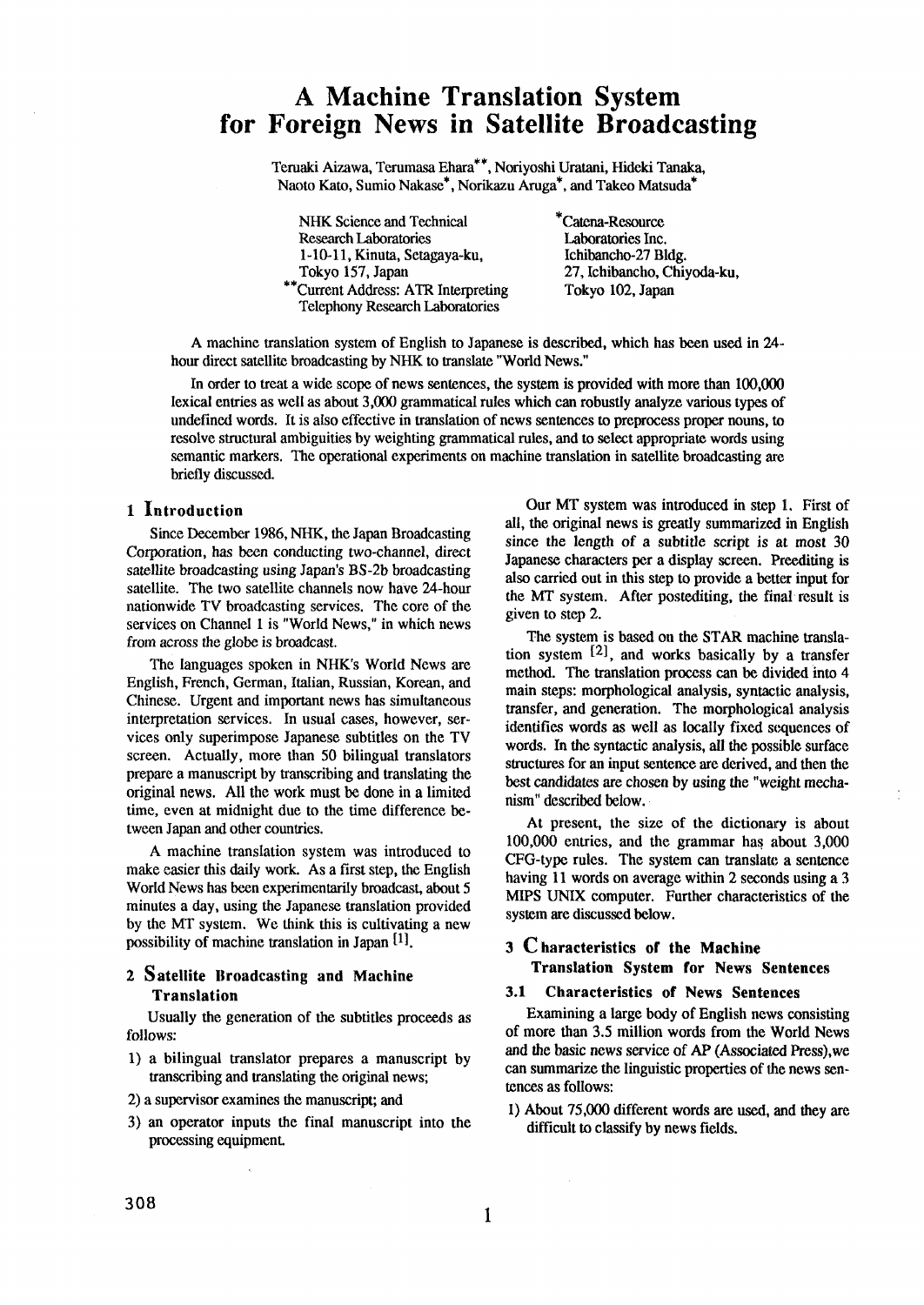# A Machine Translation System for Foreign News in Satellite Broadcasting

Teruaki Aizawa, Terumasa Ehara**, Noriyoshi Uratani, Hideki Tanaka, Naoto Kato, Sumio Nakase*, Norikazu Aruga*, and Takeo Matsuda*

NHK Science and Technical Research Laboratories
1-10-11, Kinuta, Setagaya-ku,
Tokyo 157, Japan
**Current Address: ATR Interpreting Telephony Research Laboratories

*Catena-Resource Laboratories Inc.
Ichibancho-27 Bldg.
27, Ichibancho, Chiyoda-ku,
Tokyo 102, Japan

A machine translation system of English to Japanese is described, which has been used in 24-hour direct satellite broadcasting by NHK to translate "World News."

In order to treat a wide scope of news sentences, the system is provided with more than 100,000 lexical entries as well as about 3,000 grammatical rules which can robustly analyze various types of undefined words. It is also effective in translation of news sentences to preprocess proper nouns, to resolve structural ambiguities by weighting grammatical rules, and to select appropriate words using semantic markers. The operational experiments on machine translation in satellite broadcasting are briefly discussed.

## 1 Introduction

Since December 1986, NHK, the Japan Broadcasting Corporation, has been conducting two-channel, direct satellite broadcasting using Japan's BS-2b broadcasting satellite. The two satellite channels now have 24-hour nationwide TV broadcasting services. The core of the services on Channel 1 is "World News," in which news from across the globe is broadcast.

The languages spoken in NHK's World News are English, French, German, Italian, Russian, Korean, and Chinese. Urgent and important news has simultaneous interpretation services. In usual cases, however, services only superimpose Japanese subtitles on the TV screen. Actually, more than 50 bilingual translators prepare a manuscript by transcribing and translating the original news. All the work must be done in a limited time, even at midnight due to the time difference between Japan and other countries.

A machine translation system was introduced to make easier this daily work. As a first step, the English World News has been experimentarily broadcast, about 5 minutes a day, using the Japanese translation provided by the MT system. We think this is cultivating a new possibility of machine translation in Japan [1].

## 2 Satellite Broadcasting and Machine Translation

Usually the generation of the subtitles proceeds as follows:

1) a bilingual translator prepares a manuscript by transcribing and translating the original news;
2) a supervisor examines the manuscript; and
3) an operator inputs the final manuscript into the processing equipment.

Our MT system was introduced in step 1. First of all, the original news is greatly summarized in English since the length of a subtitle script is at most 30 Japanese characters per a display screen. Preediting is also carried out in this step to provide a better input for the MT system. After postediting, the final result is given to step 2.

The system is based on the STAR machine translation system [2], and works basically by a transfer method. The translation process can be divided into 4 main steps: morphological analysis, syntactic analysis, transfer, and generation. The morphological analysis identifies words as well as locally fixed sequences of words. In the syntactic analysis, all the possible surface structures for an input sentence are derived, and then the best candidates are chosen by using the "weight mechanism" described below.

At present, the size of the dictionary is about 100,000 entries, and the grammar has about 3,000 CFG-type rules. The system can translate a sentence having 11 words on average within 2 seconds using a 3 MIPS UNIX computer. Further characteristics of the system are discussed below.

## 3 Characteristics of the Machine Translation System for News Sentences

### 3.1 Characteristics of News Sentences

Examining a large body of English news consisting of more than 3.5 million words from the World News and the basic news service of AP (Associated Press), we can summarize the linguistic properties of the news sentences as follows:

1) About 75,000 different words are used, and they are difficult to classify by news fields.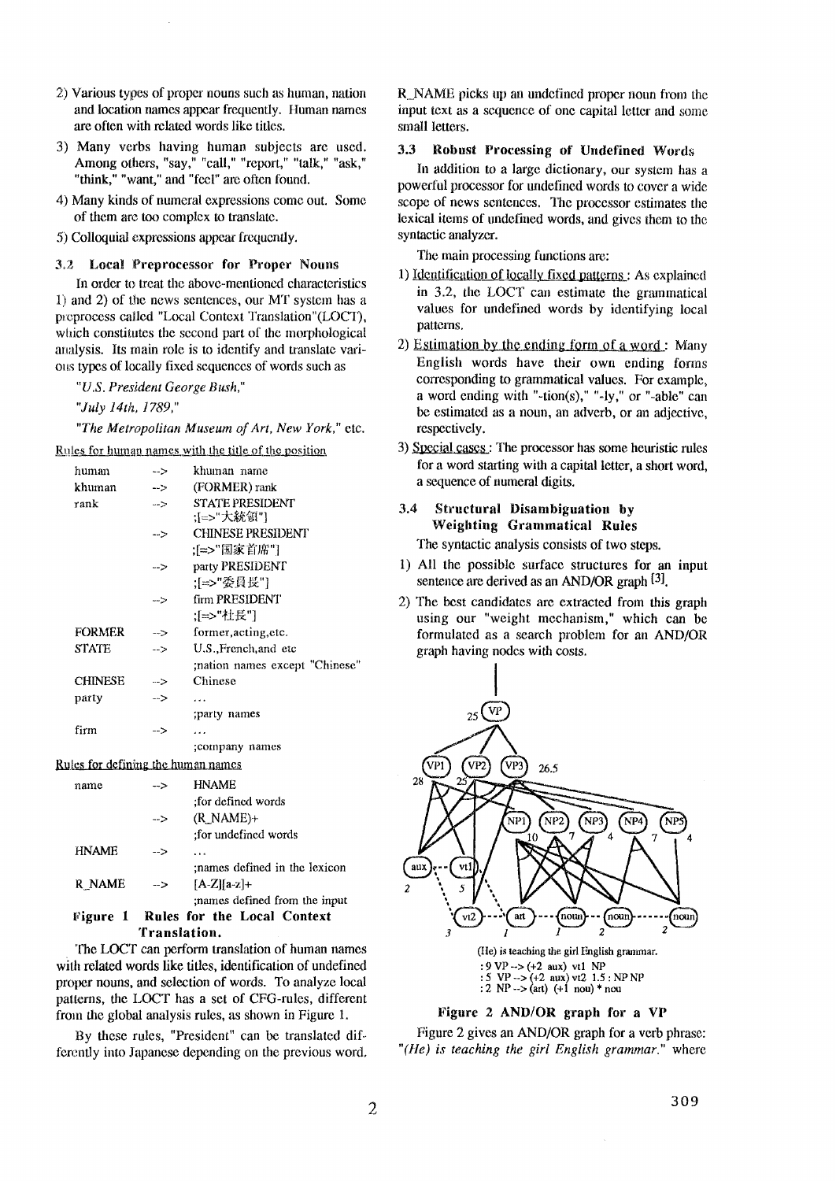2) Various types of proper nouns such as human, nation and location names appear frequently. Human names are often with related words like titles.

3) Many verbs having human subjects are used. Among others, "say," "call," "report," "talk," "ask," "think," "want," and "feel" are often found.

4) Many kinds of numeral expressions come out. Some of them are too complex to translate.

5) Colloquial expressions appear frequently.

### 3.2 Local Preprocessor for Proper Nouns

In order to treat the above-mentioned characteristics 1) and 2) of the news sentences, our MT system has a preprocess called "Local Context Translation"(LOCT), which constitutes the second part of the morphological analysis. Its main role is to identify and translate various types of locally fixed sequences of words such as

*"U.S. President George Bush,"*

*"July 14th, 1789,"*

*"The Metropolitan Museum of Art, New York,"* etc.

Rules for human names with the title of the position

```
human    -->  khuman name
khuman   -->  (FORMER) rank
rank     -->  STATE PRESIDENT
              ;[=>"大統領"]
         -->  CHINESE PRESIDENT
              ;[=>"国家首席"]
         -->  party PRESIDENT
              ;[=>"委員長"]
         -->  firm PRESIDENT
              ;[=>"社長"]
FORMER   -->  former,acting,etc.
STATE    -->  U.S.,French,and etc
              ;nation names except "Chinese"
CHINESE  -->  Chinese
party    -->  ...
              ;party names
firm     -->  ...
              ;company names
```

Rules for defining the human names

```
name     -->  HNAME
              ;for defined words
         -->  (R_NAME)+
              ;for undefined words
HNAME    -->  ...
              ;names defined in the lexicon
R_NAME   -->  [A-Z][a-z]+
              ;names defined from the input
```

**Figure 1 Rules for the Local Context Translation.**

The LOCT can perform translation of human names with related words like titles, identification of undefined proper nouns, and selection of words. To analyze local patterns, the LOCT has a set of CFG-rules, different from the global analysis rules, as shown in Figure 1.

By these rules, "President" can be translated differently into Japanese depending on the previous word. R_NAME picks up an undefined proper noun from the input text as a sequence of one capital letter and some small letters.

### 3.3 Robust Processing of Undefined Words

In addition to a large dictionary, our system has a powerful processor for undefined words to cover a wide scope of news sentences. The processor estimates the lexical items of undefined words, and gives them to the syntactic analyzer.

The main processing functions are:

1) Identification of locally fixed patterns : As explained in 3.2, the LOCT can estimate the grammatical values for undefined words by identifying local patterns.

2) Estimation by the ending form of a word : Many English words have their own ending forms corresponding to grammatical values. For example, a word ending with "-tion(s)," "-ly," or "-able" can be estimated as a noun, an adverb, or an adjective, respectively.

3) Special cases : The processor has some heuristic rules for a word starting with a capital letter, a short word, a sequence of numeral digits.

### 3.4 Structural Disambiguation by Weighting Grammatical Rules

The syntactic analysis consists of two steps.

1) All the possible surface structures for an input sentence are derived as an AND/OR graph [3].

2) The best candidates are extracted from this graph using our "weight mechanism," which can be formulated as a search problem for an AND/OR graph having nodes with costs.

(He) is teaching the girl English grammar.
: 9 VP --> (+2 aux) vt1 NP
: 5 VP --> (+2 aux) vt2 1.5 : NP NP
: 2 NP --> (art) (+1 nou) * nou

**Figure 2 AND/OR graph for a VP**

Figure 2 gives an AND/OR graph for a verb phrase: *"(He) is teaching the girl English grammar."* where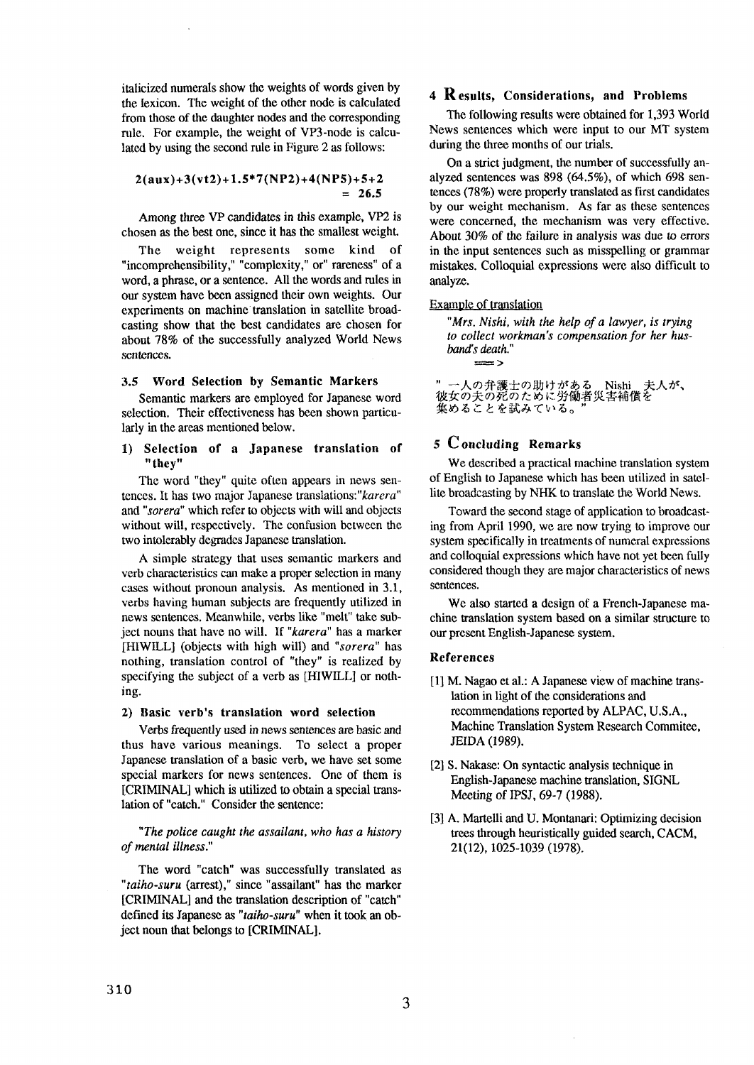italicized numerals show the weights of words given by the lexicon. The weight of the other node is calculated from those of the daughter nodes and the corresponding rule. For example, the weight of VP3-node is calculated by using the second rule in Figure 2 as follows:

$$2(\mathbf{aux})+3(\mathbf{vt2})+1.5*7(\mathbf{NP2})+4(\mathbf{NP5})+5+2 = 26.5$$

Among three VP candidates in this example, VP2 is chosen as the best one, since it has the smallest weight.

The weight represents some kind of "incomprehensibility," "complexity," or" rareness" of a word, a phrase, or a sentence. All the words and rules in our system have been assigned their own weights. Our experiments on machine translation in satellite broadcasting show that the best candidates are chosen for about 78% of the successfully analyzed World News sentences.

### 3.5 Word Selection by Semantic Markers

Semantic markers are employed for Japanese word selection. Their effectiveness has been shown particularly in the areas mentioned below.

#### 1) Selection of a Japanese translation of "they"

The word "they" quite often appears in news sentences. It has two major Japanese translations:"*karera*" and "*sorera*" which refer to objects with will and objects without will, respectively. The confusion between the two intolerably degrades Japanese translation.

A simple strategy that uses semantic markers and verb characteristics can make a proper selection in many cases without pronoun analysis. As mentioned in 3.1, verbs having human subjects are frequently utilized in news sentences. Meanwhile, verbs like "melt" take subject nouns that have no will. If "*karera*" has a marker [HIWILL] (objects with high will) and "*sorera*" has nothing, translation control of "they" is realized by specifying the subject of a verb as [HIWILL] or nothing.

#### 2) Basic verb's translation word selection

Verbs frequently used in news sentences are basic and thus have various meanings. To select a proper Japanese translation of a basic verb, we have set some special markers for news sentences. One of them is [CRIMINAL] which is utilized to obtain a special translation of "catch." Consider the sentence:

"*The police caught the assailant, who has a history of mental illness.*"

The word "catch" was successfully translated as "*taiho-suru* (arrest)," since "assailant" has the marker [CRIMINAL] and the translation description of "catch" defined its Japanese as "*taiho-suru*" when it took an object noun that belongs to [CRIMINAL].

## 4 Results, Considerations, and Problems

The following results were obtained for 1,393 World News sentences which were input to our MT system during the three months of our trials.

On a strict judgment, the number of successfully analyzed sentences was 898 (64.5%), of which 698 sentences (78%) were properly translated as first candidates by our weight mechanism. As far as these sentences were concerned, the mechanism was very effective. About 30% of the failure in analysis was due to errors in the input sentences such as misspelling or grammar mistakes. Colloquial expressions were also difficult to analyze.

Example of translation

"*Mrs. Nishi, with the help of a lawyer, is trying to collect workman's compensation for her husband's death.*"

==>

" 一人の弁護士の助けがある Nishi 夫人が、彼女の夫の死のために労働者災害補償を集めることを試みている。"

## 5 Concluding Remarks

We described a practical machine translation system of English to Japanese which has been utilized in satellite broadcasting by NHK to translate the World News.

Toward the second stage of application to broadcasting from April 1990, we are now trying to improve our system specifically in treatments of numeral expressions and colloquial expressions which have not yet been fully considered though they are major characteristics of news sentences.

We also started a design of a French-Japanese machine translation system based on a similar structure to our present English-Japanese system.

### References

[1] M. Nagao et al.: A Japanese view of machine translation in light of the considerations and recommendations reported by ALPAC, U.S.A., Machine Translation System Research Commitee, JEIDA (1989).

[2] S. Nakase: On syntactic analysis technique in English-Japanese machine translation, SIGNL Meeting of IPSJ, 69-7 (1988).

[3] A. Martelli and U. Montanari: Optimizing decision trees through heuristically guided search, CACM, 21(12), 1025-1039 (1978).